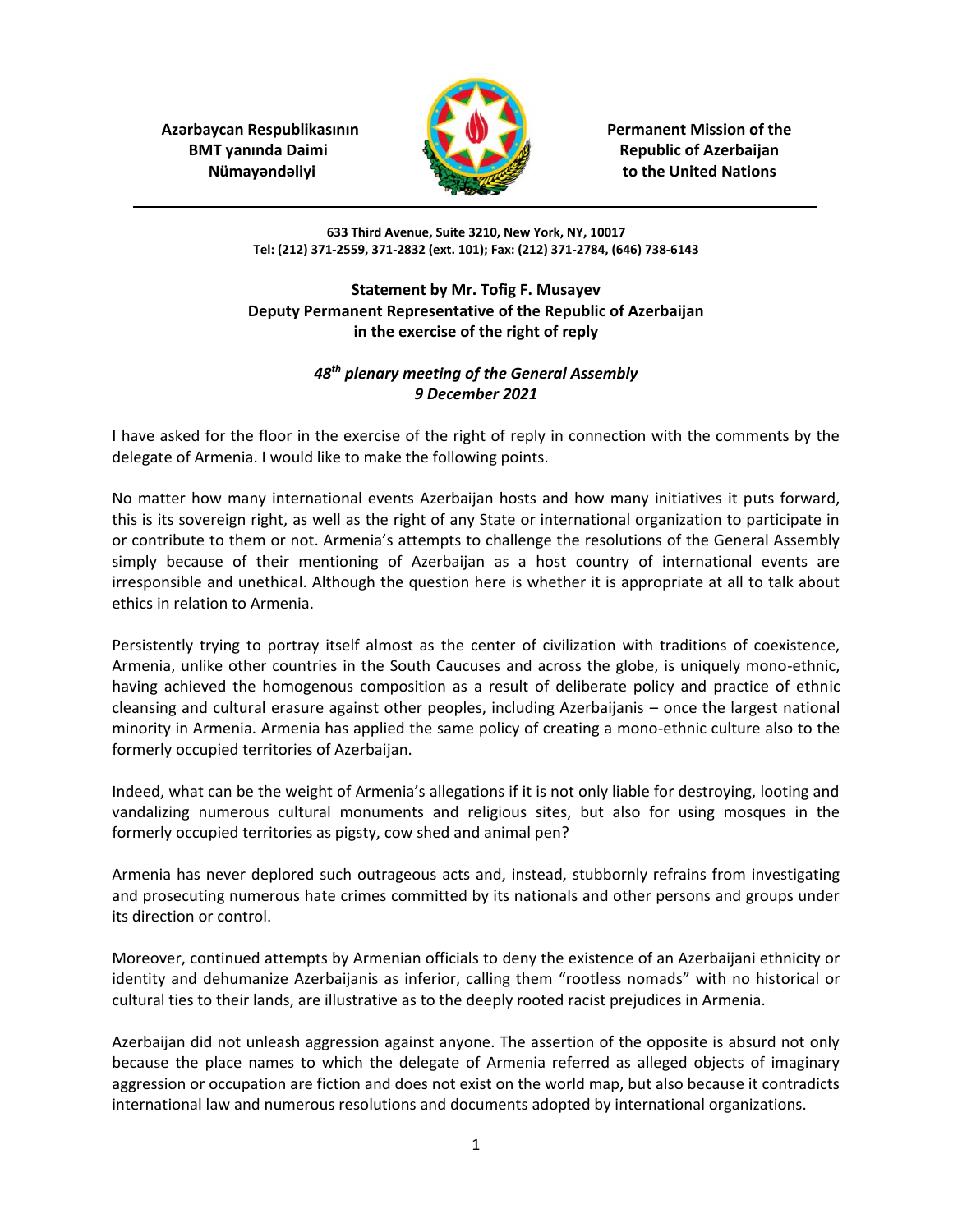**Azərbaycan Respublikasının BMT yanında Daimi Nümayəndəliyi**

**Permanent Mission of the Republic of Azerbaijan to the United Nations**

**633 Third Avenue, Suite 3210, New York, NY, 10017**
**Tel: (212) 371-2559, 371-2832 (ext. 101); Fax: (212) 371-2784, (646) 738-6143**

**Statement by Mr. Tofig F. Musayev**
**Deputy Permanent Representative of the Republic of Azerbaijan**
**in the exercise of the right of reply**

***48th plenary meeting of the General Assembly***
***9 December 2021***

I have asked for the floor in the exercise of the right of reply in connection with the comments by the delegate of Armenia. I would like to make the following points.

No matter how many international events Azerbaijan hosts and how many initiatives it puts forward, this is its sovereign right, as well as the right of any State or international organization to participate in or contribute to them or not. Armenia's attempts to challenge the resolutions of the General Assembly simply because of their mentioning of Azerbaijan as a host country of international events are irresponsible and unethical. Although the question here is whether it is appropriate at all to talk about ethics in relation to Armenia.

Persistently trying to portray itself almost as the center of civilization with traditions of coexistence, Armenia, unlike other countries in the South Caucuses and across the globe, is uniquely mono-ethnic, having achieved the homogenous composition as a result of deliberate policy and practice of ethnic cleansing and cultural erasure against other peoples, including Azerbaijanis – once the largest national minority in Armenia. Armenia has applied the same policy of creating a mono-ethnic culture also to the formerly occupied territories of Azerbaijan.

Indeed, what can be the weight of Armenia's allegations if it is not only liable for destroying, looting and vandalizing numerous cultural monuments and religious sites, but also for using mosques in the formerly occupied territories as pigsty, cow shed and animal pen?

Armenia has never deplored such outrageous acts and, instead, stubbornly refrains from investigating and prosecuting numerous hate crimes committed by its nationals and other persons and groups under its direction or control.

Moreover, continued attempts by Armenian officials to deny the existence of an Azerbaijani ethnicity or identity and dehumanize Azerbaijanis as inferior, calling them "rootless nomads" with no historical or cultural ties to their lands, are illustrative as to the deeply rooted racist prejudices in Armenia.

Azerbaijan did not unleash aggression against anyone. The assertion of the opposite is absurd not only because the place names to which the delegate of Armenia referred as alleged objects of imaginary aggression or occupation are fiction and does not exist on the world map, but also because it contradicts international law and numerous resolutions and documents adopted by international organizations.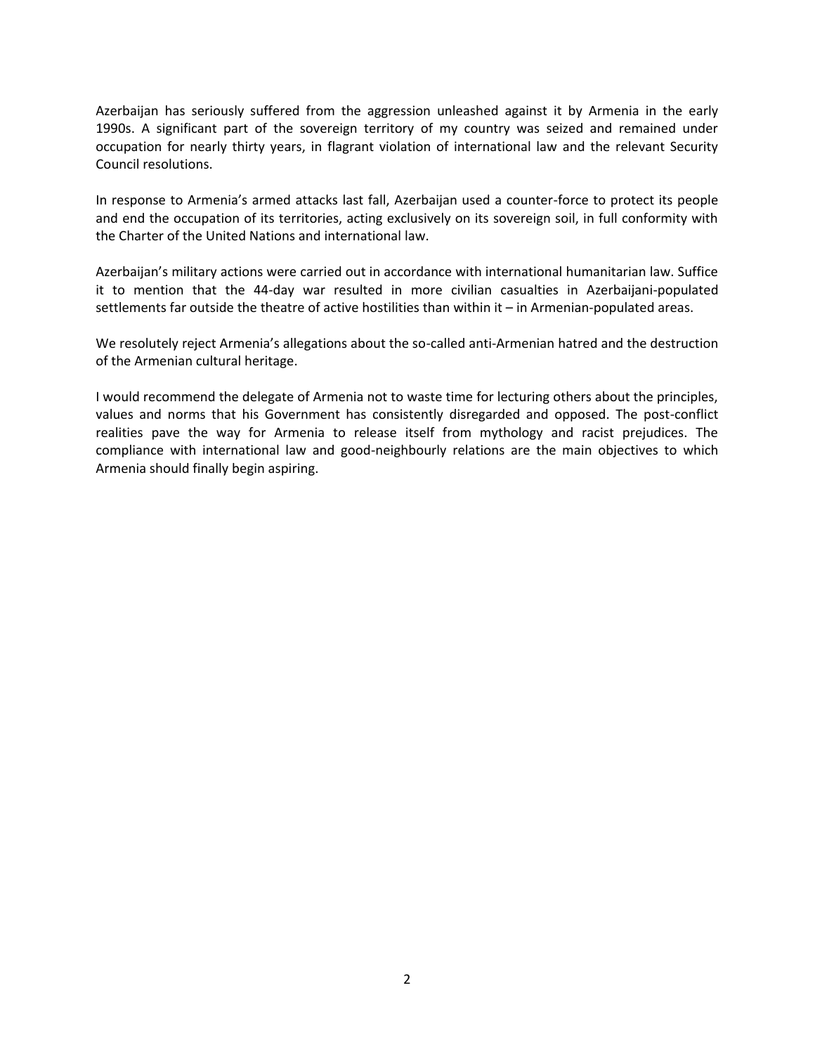Azerbaijan has seriously suffered from the aggression unleashed against it by Armenia in the early 1990s. A significant part of the sovereign territory of my country was seized and remained under occupation for nearly thirty years, in flagrant violation of international law and the relevant Security Council resolutions.

In response to Armenia's armed attacks last fall, Azerbaijan used a counter-force to protect its people and end the occupation of its territories, acting exclusively on its sovereign soil, in full conformity with the Charter of the United Nations and international law.

Azerbaijan's military actions were carried out in accordance with international humanitarian law. Suffice it to mention that the 44-day war resulted in more civilian casualties in Azerbaijani-populated settlements far outside the theatre of active hostilities than within it – in Armenian-populated areas.

We resolutely reject Armenia's allegations about the so-called anti-Armenian hatred and the destruction of the Armenian cultural heritage.

I would recommend the delegate of Armenia not to waste time for lecturing others about the principles, values and norms that his Government has consistently disregarded and opposed. The post-conflict realities pave the way for Armenia to release itself from mythology and racist prejudices. The compliance with international law and good-neighbourly relations are the main objectives to which Armenia should finally begin aspiring.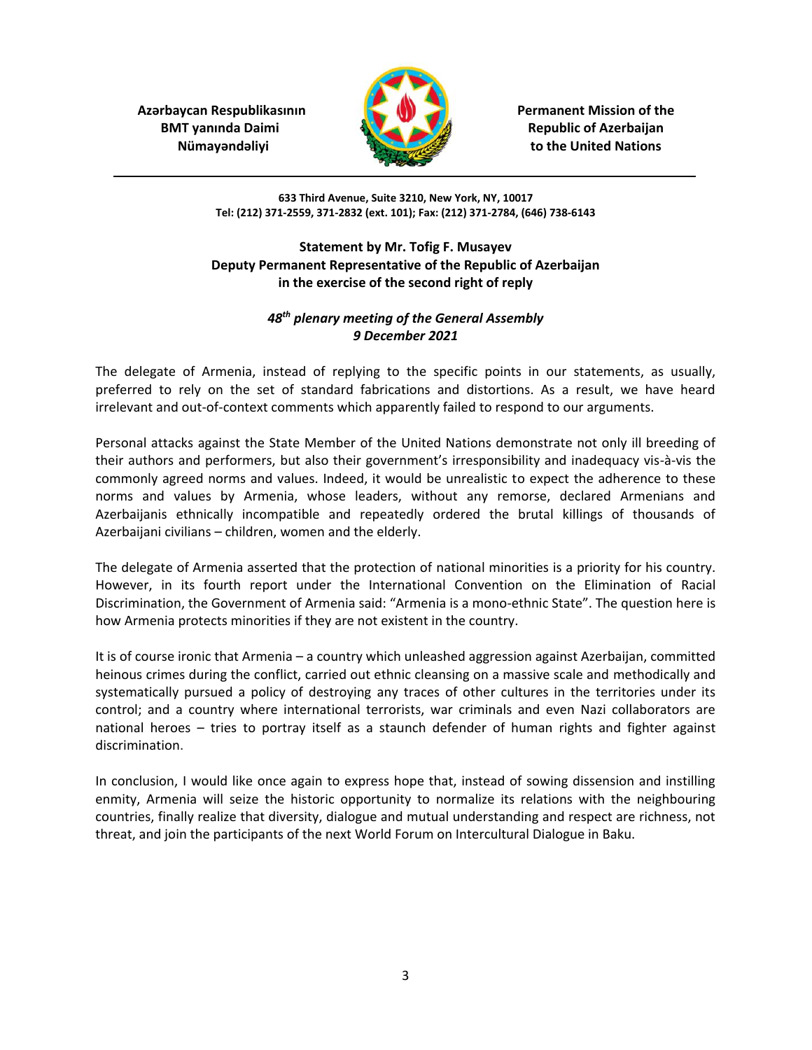**Azərbaycan Respublikasının BMT yanında Daimi Nümayəndəliyi**

**Permanent Mission of the Republic of Azerbaijan to the United Nations**

**633 Third Avenue, Suite 3210, New York, NY, 10017**
**Tel: (212) 371-2559, 371-2832 (ext. 101); Fax: (212) 371-2784, (646) 738-6143**

**Statement by Mr. Tofig F. Musayev**
**Deputy Permanent Representative of the Republic of Azerbaijan**
**in the exercise of the second right of reply**

***48th plenary meeting of the General Assembly***
***9 December 2021***

The delegate of Armenia, instead of replying to the specific points in our statements, as usually, preferred to rely on the set of standard fabrications and distortions. As a result, we have heard irrelevant and out-of-context comments which apparently failed to respond to our arguments.

Personal attacks against the State Member of the United Nations demonstrate not only ill breeding of their authors and performers, but also their government's irresponsibility and inadequacy vis-à-vis the commonly agreed norms and values. Indeed, it would be unrealistic to expect the adherence to these norms and values by Armenia, whose leaders, without any remorse, declared Armenians and Azerbaijanis ethnically incompatible and repeatedly ordered the brutal killings of thousands of Azerbaijani civilians – children, women and the elderly.

The delegate of Armenia asserted that the protection of national minorities is a priority for his country. However, in its fourth report under the International Convention on the Elimination of Racial Discrimination, the Government of Armenia said: "Armenia is a mono-ethnic State". The question here is how Armenia protects minorities if they are not existent in the country.

It is of course ironic that Armenia – a country which unleashed aggression against Azerbaijan, committed heinous crimes during the conflict, carried out ethnic cleansing on a massive scale and methodically and systematically pursued a policy of destroying any traces of other cultures in the territories under its control; and a country where international terrorists, war criminals and even Nazi collaborators are national heroes – tries to portray itself as a staunch defender of human rights and fighter against discrimination.

In conclusion, I would like once again to express hope that, instead of sowing dissension and instilling enmity, Armenia will seize the historic opportunity to normalize its relations with the neighbouring countries, finally realize that diversity, dialogue and mutual understanding and respect are richness, not threat, and join the participants of the next World Forum on Intercultural Dialogue in Baku.